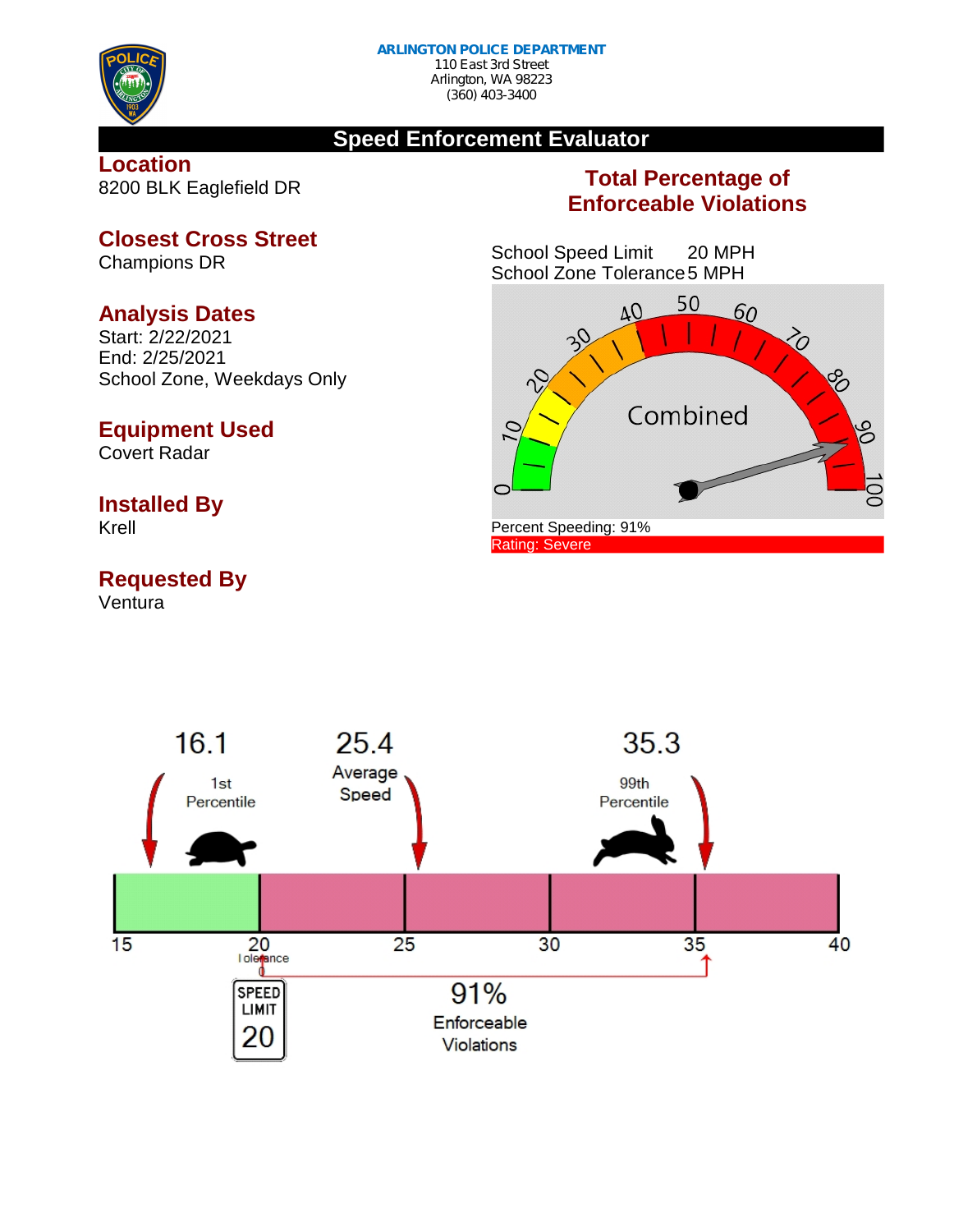**ARLINGTON POLICE DEPARTMENT**
110 East 3rd Street
Arlington, WA 98223
(360) 403-3400

# Speed Enforcement Evaluator

## Location
8200 BLK Eaglefield DR

## Closest Cross Street
Champions DR

## Analysis Dates
Start: 2/22/2021
End: 2/25/2021
School Zone, Weekdays Only

## Equipment Used
Covert Radar

## Installed By
Krell

## Requested By
Ventura

## Total Percentage of Enforceable Violations

School Speed Limit 20 MPH
School Zone Tolerance 5 MPH

Combined

Percent Speeding: 91%
Rating: Severe

16.1 — 1st Percentile
25.4 — Average Speed
35.3 — 99th Percentile

15, 20, 25, 30, 35, 40

Tolerance

SPEED LIMIT 20

91% Enforceable Violations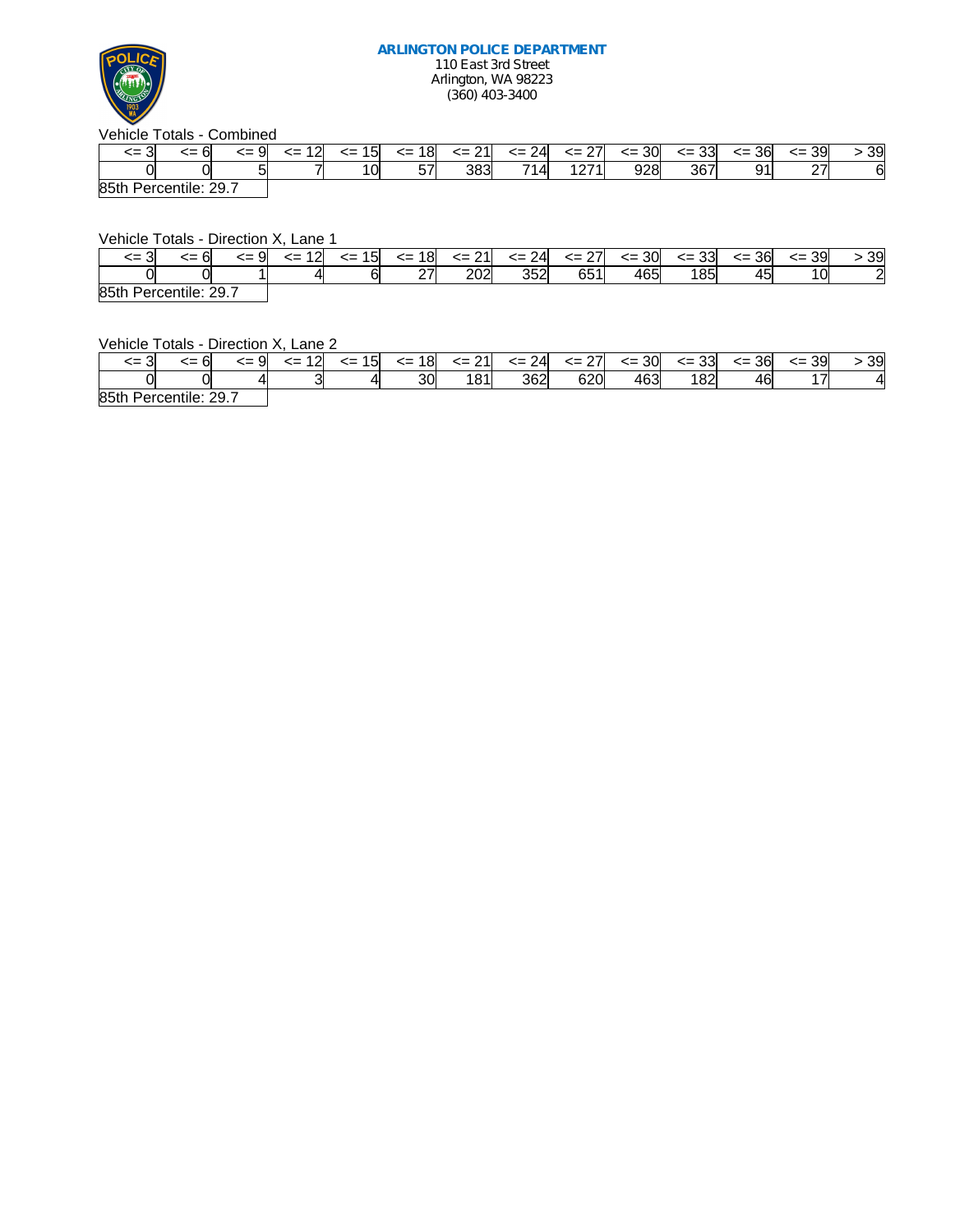**ARLINGTON POLICE DEPARTMENT**
110 East 3rd Street
Arlington, WA 98223
(360) 403-3400

Vehicle Totals - Combined

| <= 3 | <= 6 | <= 9 | <= 12 | <= 15 | <= 18 | <= 21 | <= 24 | <= 27 | <= 30 | <= 33 | <= 36 | <= 39 | > 39 |
|---|---|---|---|---|---|---|---|---|---|---|---|---|---|
| 0 | 0 | 5 | 7 | 10 | 57 | 383 | 714 | 1271 | 928 | 367 | 91 | 27 | 6 |

85th Percentile: 29.7

Vehicle Totals - Direction X, Lane 1

| <= 3 | <= 6 | <= 9 | <= 12 | <= 15 | <= 18 | <= 21 | <= 24 | <= 27 | <= 30 | <= 33 | <= 36 | <= 39 | > 39 |
|---|---|---|---|---|---|---|---|---|---|---|---|---|---|
| 0 | 0 | 1 | 4 | 6 | 27 | 202 | 352 | 651 | 465 | 185 | 45 | 10 | 2 |

85th Percentile: 29.7

Vehicle Totals - Direction X, Lane 2

| <= 3 | <= 6 | <= 9 | <= 12 | <= 15 | <= 18 | <= 21 | <= 24 | <= 27 | <= 30 | <= 33 | <= 36 | <= 39 | > 39 |
|---|---|---|---|---|---|---|---|---|---|---|---|---|---|
| 0 | 0 | 4 | 3 | 4 | 30 | 181 | 362 | 620 | 463 | 182 | 46 | 17 | 4 |

85th Percentile: 29.7